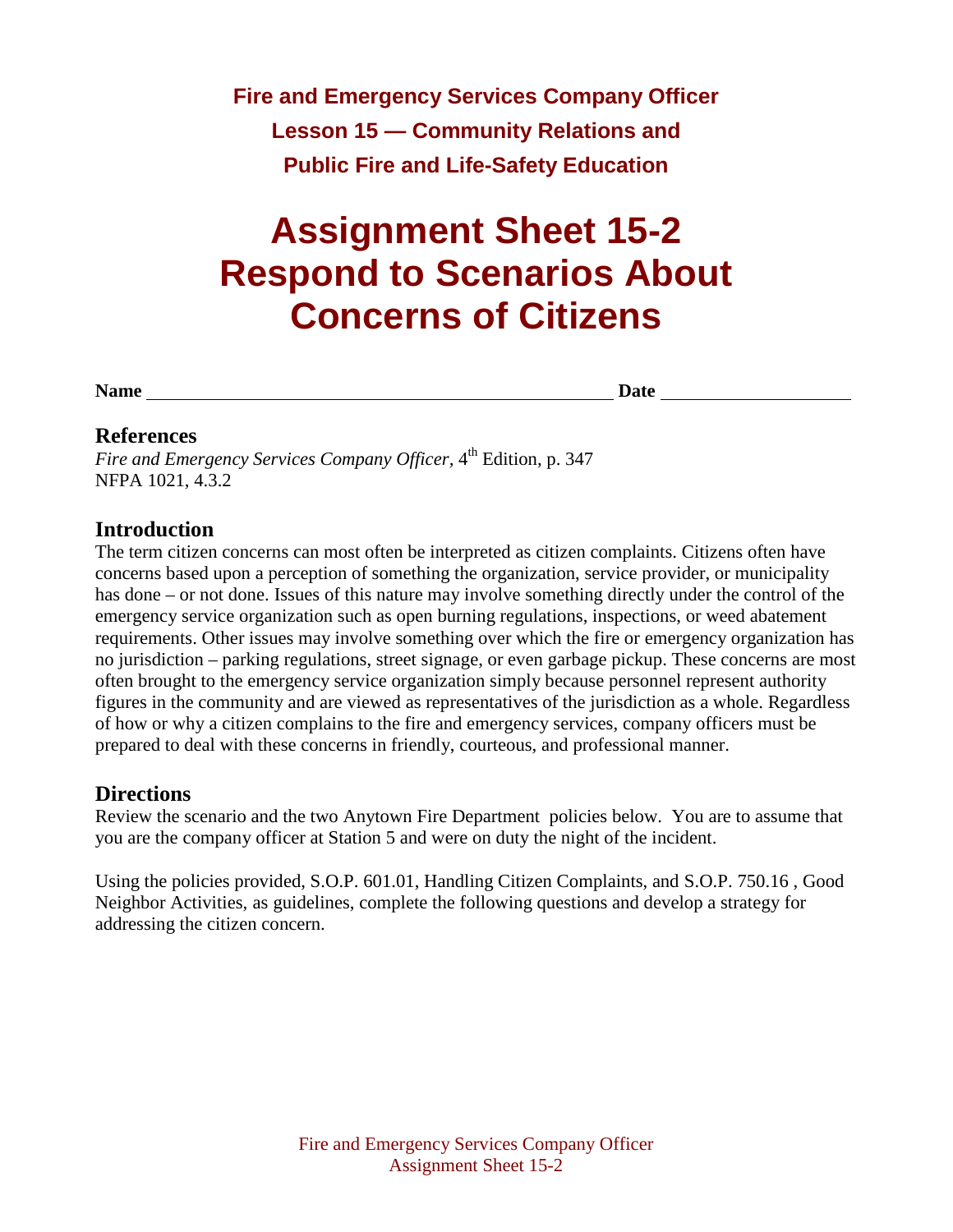**Fire and Emergency Services Company Officer**
**Lesson 15 — Community Relations and**
**Public Fire and Life-Safety Education**

# Assignment Sheet 15-2
# Respond to Scenarios About Concerns of Citizens

**Name** ______________________________ **Date** ____________

## References

*Fire and Emergency Services Company Officer*, 4th Edition, p. 347
NFPA 1021, 4.3.2

## Introduction

The term citizen concerns can most often be interpreted as citizen complaints. Citizens often have concerns based upon a perception of something the organization, service provider, or municipality has done – or not done. Issues of this nature may involve something directly under the control of the emergency service organization such as open burning regulations, inspections, or weed abatement requirements. Other issues may involve something over which the fire or emergency organization has no jurisdiction – parking regulations, street signage, or even garbage pickup. These concerns are most often brought to the emergency service organization simply because personnel represent authority figures in the community and are viewed as representatives of the jurisdiction as a whole. Regardless of how or why a citizen complains to the fire and emergency services, company officers must be prepared to deal with these concerns in friendly, courteous, and professional manner.

## Directions

Review the scenario and the two Anytown Fire Department policies below. You are to assume that you are the company officer at Station 5 and were on duty the night of the incident.

Using the policies provided, S.O.P. 601.01, Handling Citizen Complaints, and S.O.P. 750.16 , Good Neighbor Activities, as guidelines, complete the following questions and develop a strategy for addressing the citizen concern.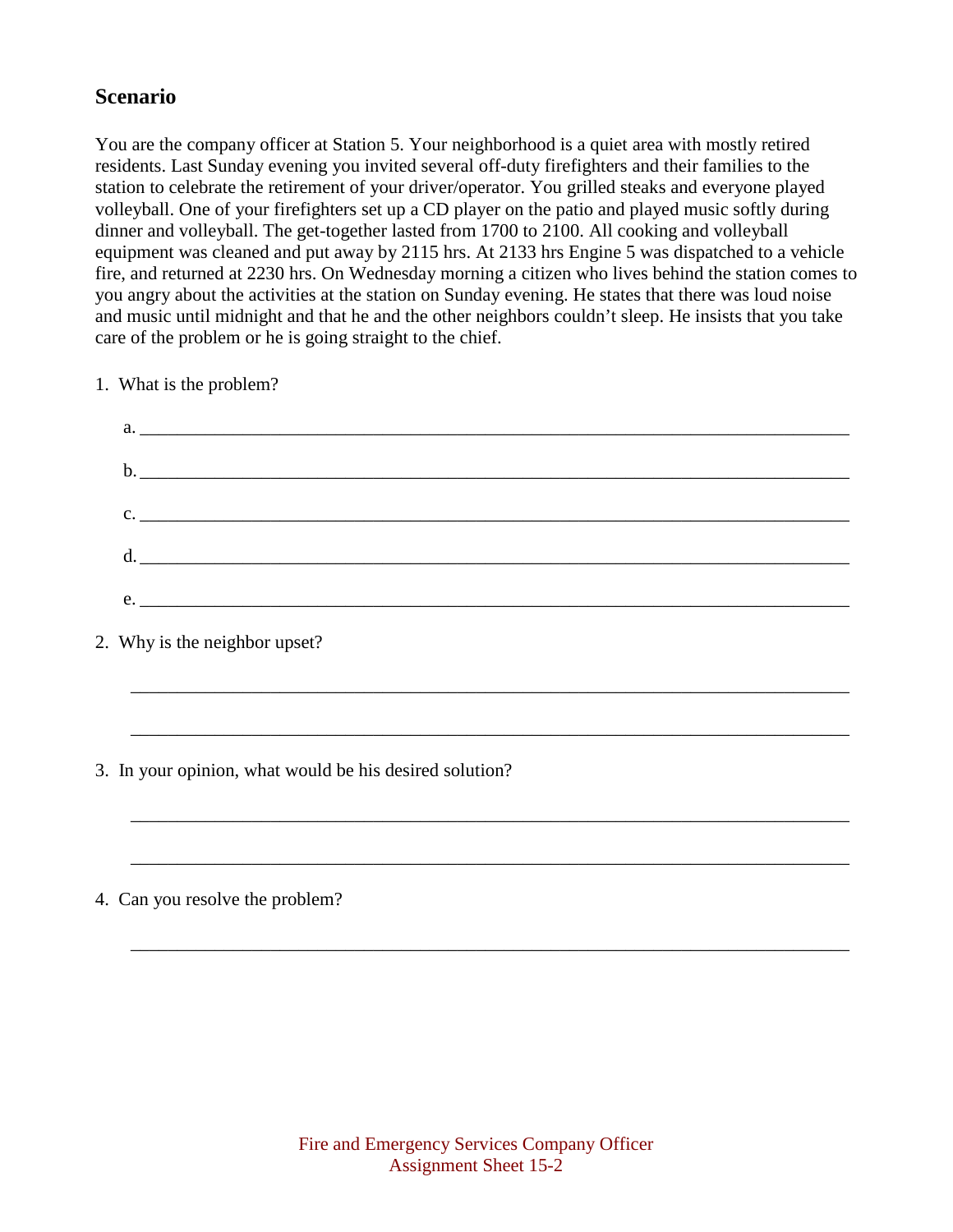## Scenario

You are the company officer at Station 5. Your neighborhood is a quiet area with mostly retired residents. Last Sunday evening you invited several off-duty firefighters and their families to the station to celebrate the retirement of your driver/operator. You grilled steaks and everyone played volleyball. One of your firefighters set up a CD player on the patio and played music softly during dinner and volleyball. The get-together lasted from 1700 to 2100. All cooking and volleyball equipment was cleaned and put away by 2115 hrs. At 2133 hrs Engine 5 was dispatched to a vehicle fire, and returned at 2230 hrs. On Wednesday morning a citizen who lives behind the station comes to you angry about the activities at the station on Sunday evening. He states that there was loud noise and music until midnight and that he and the other neighbors couldn't sleep. He insists that you take care of the problem or he is going straight to the chief.

1. What is the problem?

   a. ____________________________________________________________________________

   b. ____________________________________________________________________________

   c. ____________________________________________________________________________

   d. ____________________________________________________________________________

   e. ____________________________________________________________________________

2. Why is the neighbor upset?

   ____________________________________________________________________________

   ____________________________________________________________________________

3. In your opinion, what would be his desired solution?

   ____________________________________________________________________________

   ____________________________________________________________________________

4. Can you resolve the problem?

   ____________________________________________________________________________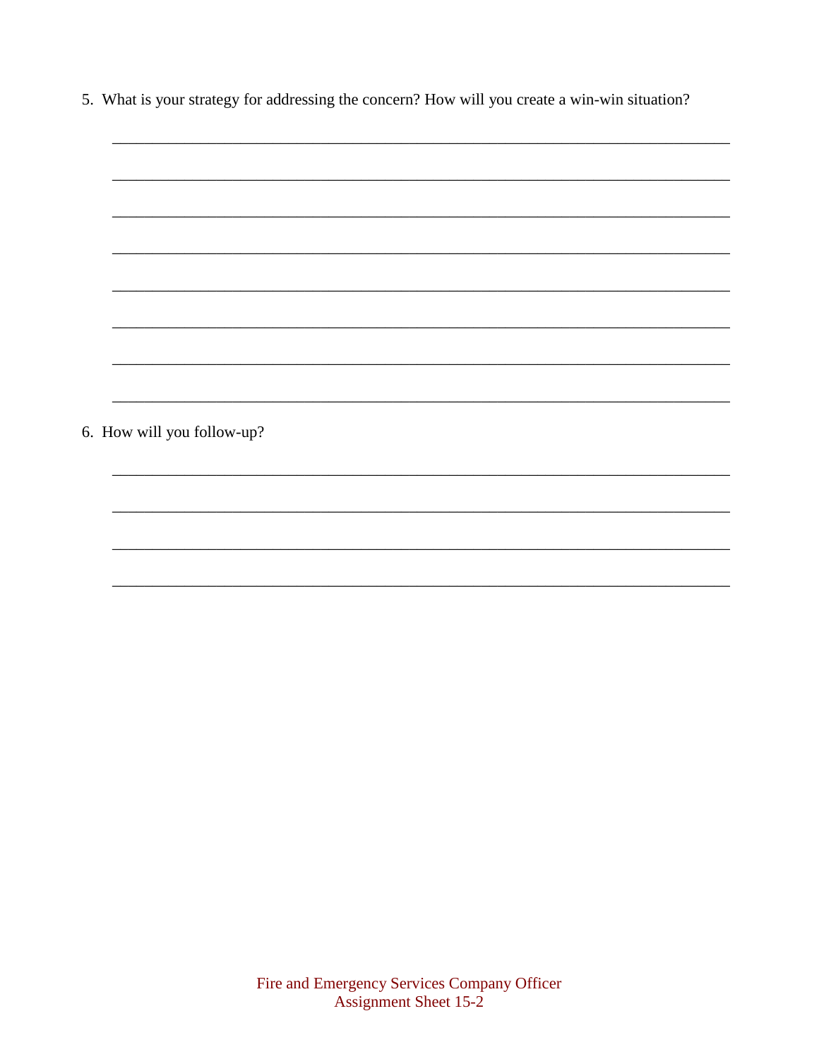5. What is your strategy for addressing the concern? How will you create a win-win situation?

________________________________________________________________________

________________________________________________________________________

________________________________________________________________________

________________________________________________________________________

________________________________________________________________________

________________________________________________________________________

________________________________________________________________________

________________________________________________________________________

6. How will you follow-up?

________________________________________________________________________

________________________________________________________________________

________________________________________________________________________

________________________________________________________________________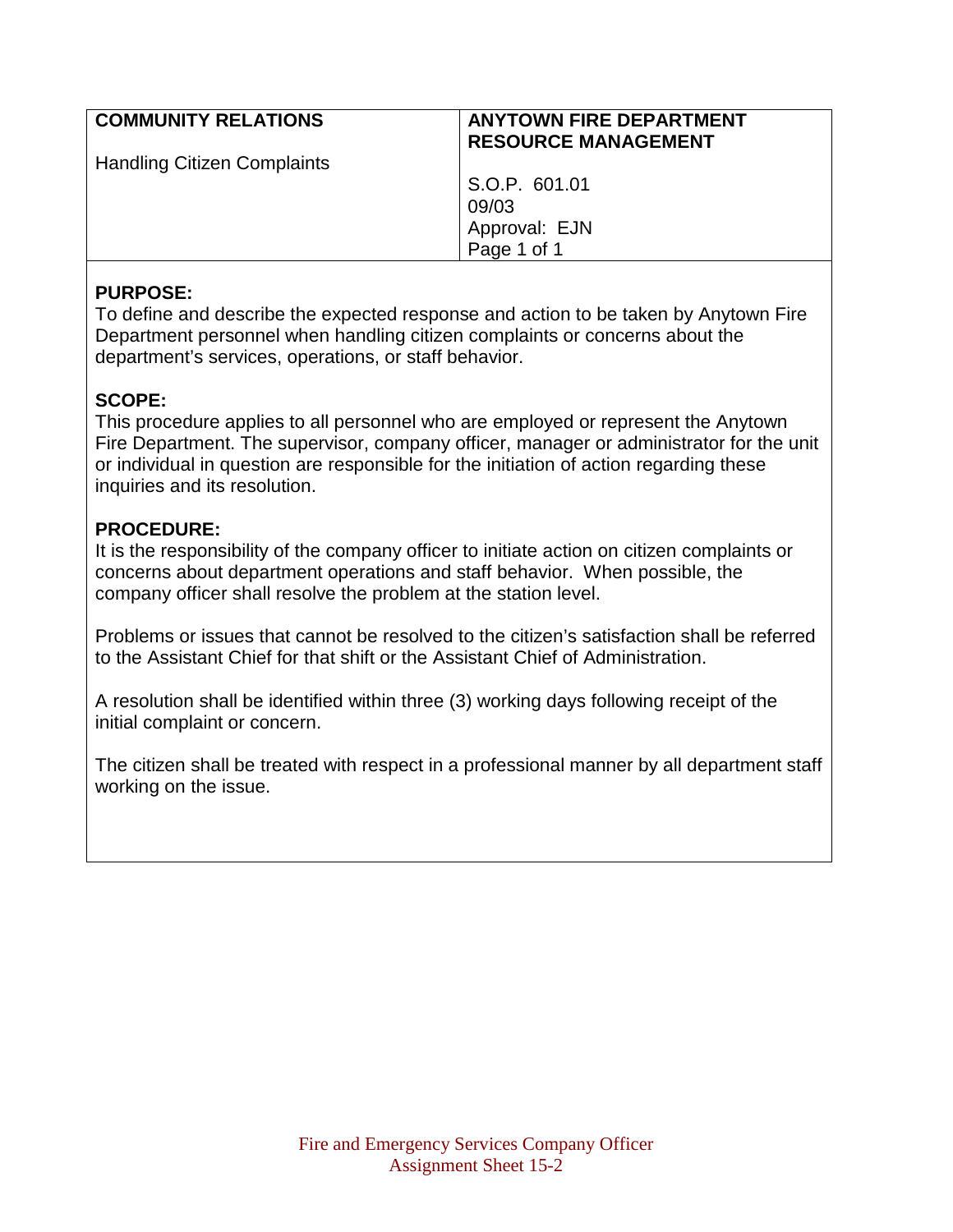| **COMMUNITY RELATIONS**<br><br>Handling Citizen Complaints | **ANYTOWN FIRE DEPARTMENT**<br>**RESOURCE MANAGEMENT**<br><br>S.O.P. 601.01<br>09/03<br>Approval: EJN<br>Page 1 of 1 |
| --- | --- |

**PURPOSE:**
To define and describe the expected response and action to be taken by Anytown Fire Department personnel when handling citizen complaints or concerns about the department's services, operations, or staff behavior.

**SCOPE:**
This procedure applies to all personnel who are employed or represent the Anytown Fire Department. The supervisor, company officer, manager or administrator for the unit or individual in question are responsible for the initiation of action regarding these inquiries and its resolution.

**PROCEDURE:**
It is the responsibility of the company officer to initiate action on citizen complaints or concerns about department operations and staff behavior. When possible, the company officer shall resolve the problem at the station level.

Problems or issues that cannot be resolved to the citizen's satisfaction shall be referred to the Assistant Chief for that shift or the Assistant Chief of Administration.

A resolution shall be identified within three (3) working days following receipt of the initial complaint or concern.

The citizen shall be treated with respect in a professional manner by all department staff working on the issue.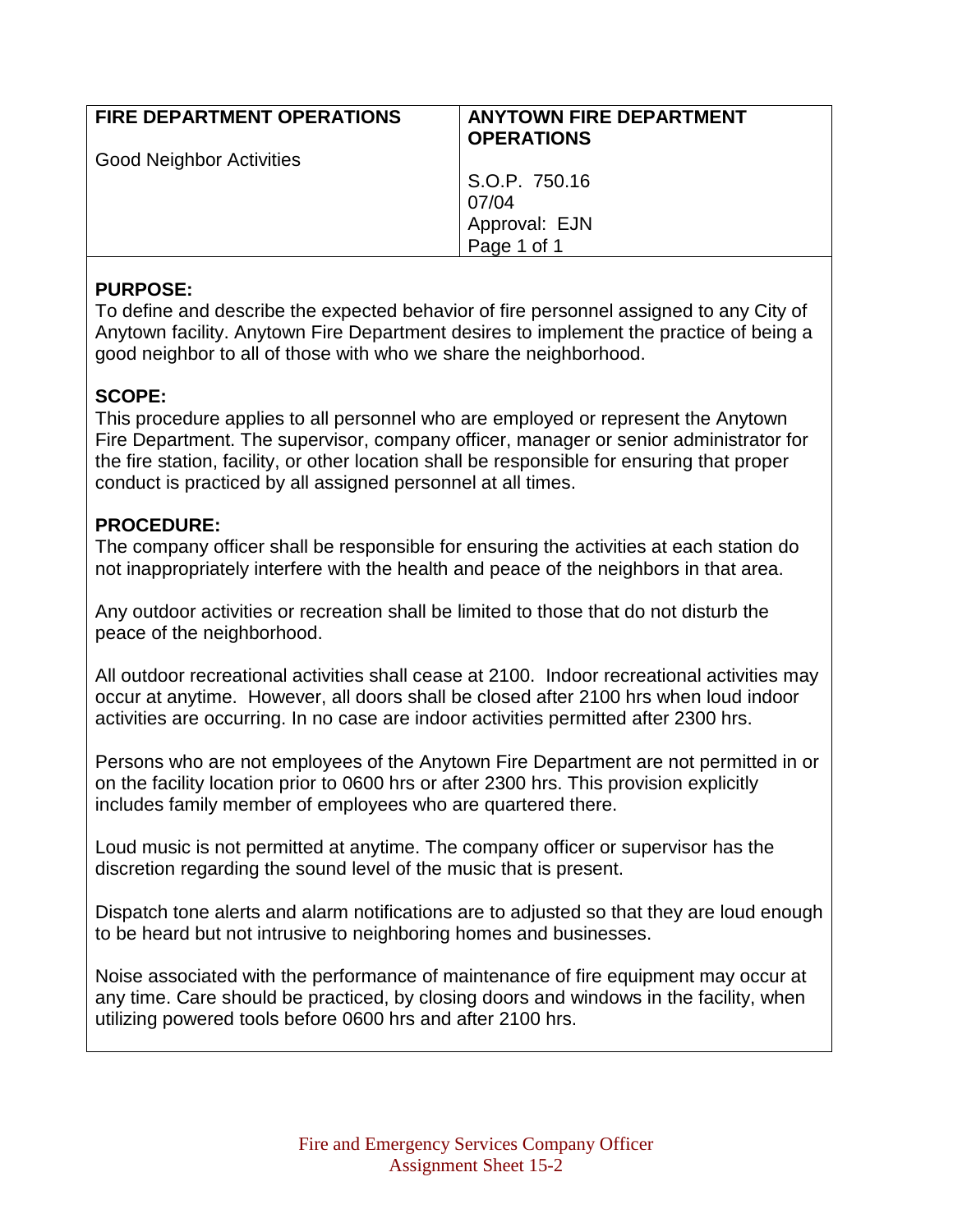| FIRE DEPARTMENT OPERATIONS | ANYTOWN FIRE DEPARTMENT OPERATIONS |
|---|---|
| Good Neighbor Activities | S.O.P. 750.16<br>07/04<br>Approval: EJN<br>Page 1 of 1 |

**PURPOSE:**
To define and describe the expected behavior of fire personnel assigned to any City of Anytown facility. Anytown Fire Department desires to implement the practice of being a good neighbor to all of those with who we share the neighborhood.

**SCOPE:**
This procedure applies to all personnel who are employed or represent the Anytown Fire Department. The supervisor, company officer, manager or senior administrator for the fire station, facility, or other location shall be responsible for ensuring that proper conduct is practiced by all assigned personnel at all times.

**PROCEDURE:**
The company officer shall be responsible for ensuring the activities at each station do not inappropriately interfere with the health and peace of the neighbors in that area.

Any outdoor activities or recreation shall be limited to those that do not disturb the peace of the neighborhood.

All outdoor recreational activities shall cease at 2100. Indoor recreational activities may occur at anytime. However, all doors shall be closed after 2100 hrs when loud indoor activities are occurring. In no case are indoor activities permitted after 2300 hrs.

Persons who are not employees of the Anytown Fire Department are not permitted in or on the facility location prior to 0600 hrs or after 2300 hrs. This provision explicitly includes family member of employees who are quartered there.

Loud music is not permitted at anytime. The company officer or supervisor has the discretion regarding the sound level of the music that is present.

Dispatch tone alerts and alarm notifications are to adjusted so that they are loud enough to be heard but not intrusive to neighboring homes and businesses.

Noise associated with the performance of maintenance of fire equipment may occur at any time. Care should be practiced, by closing doors and windows in the facility, when utilizing powered tools before 0600 hrs and after 2100 hrs.

Fire and Emergency Services Company Officer
Assignment Sheet 15-2